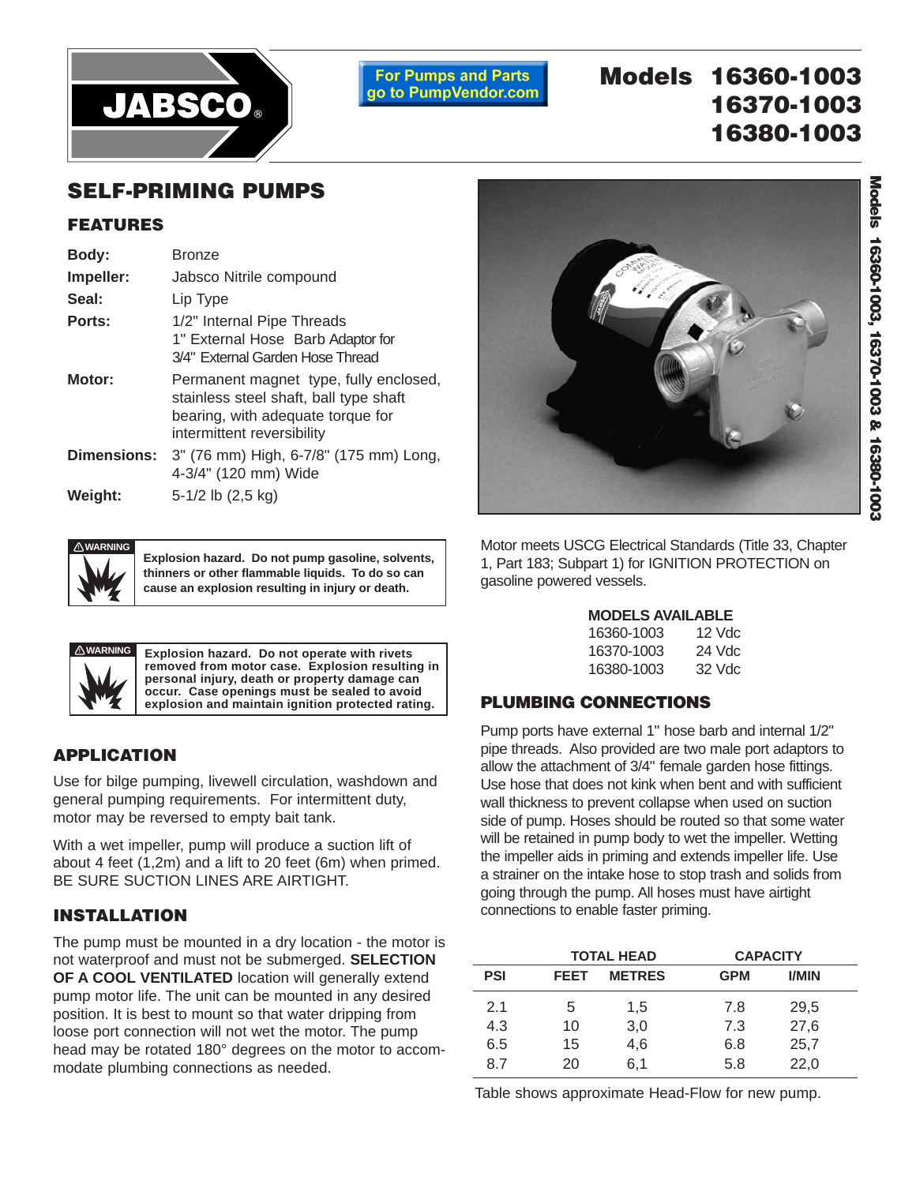For Pumps and Parts go to PumpVendor.com

# Models 16360-1003 16370-1003 16380-1003

## SELF-PRIMING PUMPS

### FEATURES

| | |
|---|---|
| **Body:** | Bronze |
| **Impeller:** | Jabsco Nitrile compound |
| **Seal:** | Lip Type |
| **Ports:** | 1/2" Internal Pipe Threads<br>1" External Hose Barb Adaptor for 3/4" External Garden Hose Thread |
| **Motor:** | Permanent magnet type, fully enclosed, stainless steel shaft, ball type shaft bearing, with adequate torque for intermittent reversibility |
| **Dimensions:** | 3" (76 mm) High, 6-7/8" (175 mm) Long, 4-3/4" (120 mm) Wide |
| **Weight:** | 5-1/2 lb (2,5 kg) |

⚠WARNING **Explosion hazard. Do not pump gasoline, solvents, thinners or other flammable liquids. To do so can cause an explosion resulting in injury or death.**

⚠WARNING **Explosion hazard. Do not operate with rivets removed from motor case. Explosion resulting in personal injury, death or property damage can occur. Case openings must be sealed to avoid explosion and maintain ignition protected rating.**

### APPLICATION

Use for bilge pumping, livewell circulation, washdown and general pumping requirements. For intermittent duty, motor may be reversed to empty bait tank.

With a wet impeller, pump will produce a suction lift of about 4 feet (1,2m) and a lift to 20 feet (6m) when primed. BE SURE SUCTION LINES ARE AIRTIGHT.

### INSTALLATION

The pump must be mounted in a dry location - the motor is not waterproof and must not be submerged. **SELECTION OF A COOL VENTILATED** location will generally extend pump motor life. The unit can be mounted in any desired position. It is best to mount so that water dripping from loose port connection will not wet the motor. The pump head may be rotated 180° degrees on the motor to accommodate plumbing connections as needed.

Motor meets USCG Electrical Standards (Title 33, Chapter 1, Part 183; Subpart 1) for IGNITION PROTECTION on gasoline powered vessels.

**MODELS AVAILABLE**

| | |
|---|---|
| 16360-1003 | 12 Vdc |
| 16370-1003 | 24 Vdc |
| 16380-1003 | 32 Vdc |

### PLUMBING CONNECTIONS

Pump ports have external 1" hose barb and internal 1/2" pipe threads. Also provided are two male port adaptors to allow the attachment of 3/4" female garden hose fittings. Use hose that does not kink when bent and with sufficient wall thickness to prevent collapse when used on suction side of pump. Hoses should be routed so that some water will be retained in pump body to wet the impeller. Wetting the impeller aids in priming and extends impeller life. Use a strainer on the intake hose to stop trash and solids from going through the pump. All hoses must have airtight connections to enable faster priming.

| TOTAL HEAD | | | CAPACITY | |
|---|---|---|---|---|
| PSI | FEET | METRES | GPM | l/MIN |
| 2.1 | 5 | 1,5 | 7.8 | 29,5 |
| 4.3 | 10 | 3,0 | 7.3 | 27,6 |
| 6.5 | 15 | 4,6 | 6.8 | 25,7 |
| 8.7 | 20 | 6,1 | 5.8 | 22,0 |

Table shows approximate Head-Flow for new pump.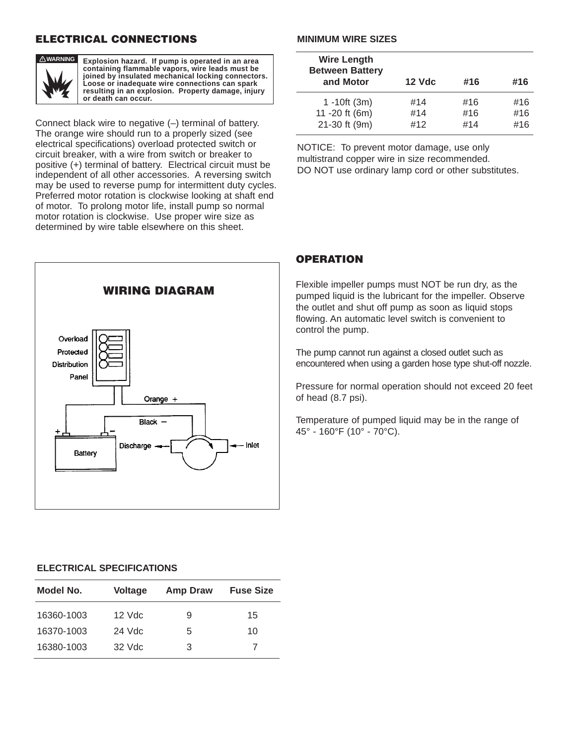## ELECTRICAL CONNECTIONS

**⚠ WARNING** **Explosion hazard. If pump is operated in an area containing flammable vapors, wire leads must be joined by insulated mechanical locking connectors. Loose or inadequate wire connections can spark resulting in an explosion. Property damage, injury or death can occur.**

Connect black wire to negative (–) terminal of battery. The orange wire should run to a properly sized (see electrical specifications) overload protected switch or circuit breaker, with a wire from switch or breaker to positive (+) terminal of battery. Electrical circuit must be independent of all other accessories. A reversing switch may be used to reverse pump for intermittent duty cycles. Preferred motor rotation is clockwise looking at shaft end of motor. To prolong motor life, install pump so normal motor rotation is clockwise. Use proper wire size as determined by wire table elsewhere on this sheet.

### WIRING DIAGRAM

Overload Protected Distribution Panel

Orange +

Black –

Battery

Discharge

Inlet

### MINIMUM WIRE SIZES

| Wire Length Between Battery and Motor | 12 Vdc | #16 | #16 |
|---|---|---|---|
| 1 -10ft (3m) | #14 | #16 | #16 |
| 11 -20 ft (6m) | #14 | #16 | #16 |
| 21-30 ft (9m) | #12 | #14 | #16 |

NOTICE: To prevent motor damage, use only multistrand copper wire in size recommended. DO NOT use ordinary lamp cord or other substitutes.

## OPERATION

Flexible impeller pumps must NOT be run dry, as the pumped liquid is the lubricant for the impeller. Observe the outlet and shut off pump as soon as liquid stops flowing. An automatic level switch is convenient to control the pump.

The pump cannot run against a closed outlet such as encountered when using a garden hose type shut-off nozzle.

Pressure for normal operation should not exceed 20 feet of head (8.7 psi).

Temperature of pumped liquid may be in the range of 45° - 160°F (10° - 70°C).

### ELECTRICAL SPECIFICATIONS

| Model No. | Voltage | Amp Draw | Fuse Size |
|---|---|---|---|
| 16360-1003 | 12 Vdc | 9 | 15 |
| 16370-1003 | 24 Vdc | 5 | 10 |
| 16380-1003 | 32 Vdc | 3 | 7 |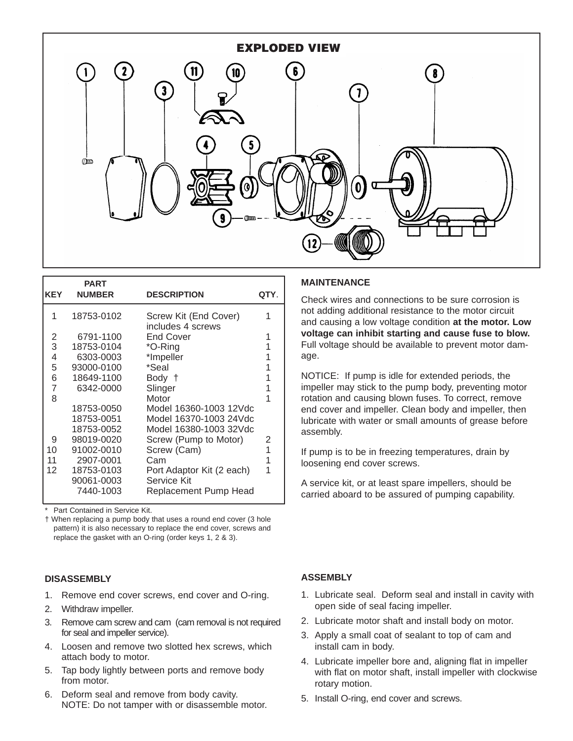## EXPLODED VIEW

| KEY | PART NUMBER | DESCRIPTION | QTY. |
|---|---|---|---|
| 1 | 18753-0102 | Screw Kit (End Cover) includes 4 screws | 1 |
| 2 | 6791-1100 | End Cover | 1 |
| 3 | 18753-0104 | *O-Ring | 1 |
| 4 | 6303-0003 | *Impeller | 1 |
| 5 | 93000-0100 | *Seal | 1 |
| 6 | 18649-1100 | Body † | 1 |
| 7 | 6342-0000 | Slinger | 1 |
| 8 | | Motor | 1 |
| | 18753-0050 | Model 16360-1003 12Vdc | |
| | 18753-0051 | Model 16370-1003 24Vdc | |
| | 18753-0052 | Model 16380-1003 32Vdc | |
| 9 | 98019-0020 | Screw (Pump to Motor) | 2 |
| 10 | 91002-0010 | Screw (Cam) | 1 |
| 11 | 2907-0001 | Cam | 1 |
| 12 | 18753-0103 | Port Adaptor Kit (2 each) | 1 |
| | 90061-0003 | Service Kit | |
| | 7440-1003 | Replacement Pump Head | |

\* Part Contained in Service Kit.

† When replacing a pump body that uses a round end cover (3 hole pattern) it is also necessary to replace the end cover, screws and replace the gasket with an O-ring (order keys 1, 2 & 3).

### MAINTENANCE

Check wires and connections to be sure corrosion is not adding additional resistance to the motor circuit and causing a low voltage condition **at the motor. Low voltage can inhibit starting and cause fuse to blow.** Full voltage should be available to prevent motor damage.

NOTICE: If pump is idle for extended periods, the impeller may stick to the pump body, preventing motor rotation and causing blown fuses. To correct, remove end cover and impeller. Clean body and impeller, then lubricate with water or small amounts of grease before assembly.

If pump is to be in freezing temperatures, drain by loosening end cover screws.

A service kit, or at least spare impellers, should be carried aboard to be assured of pumping capability.

### DISASSEMBLY

1. Remove end cover screws, end cover and O-ring.
2. Withdraw impeller.
3. Remove cam screw and cam (cam removal is not required for seal and impeller service).
4. Loosen and remove two slotted hex screws, which attach body to motor.
5. Tap body lightly between ports and remove body from motor.
6. Deform seal and remove from body cavity.
   NOTE: Do not tamper with or disassemble motor.

### ASSEMBLY

1. Lubricate seal. Deform seal and install in cavity with open side of seal facing impeller.
2. Lubricate motor shaft and install body on motor.
3. Apply a small coat of sealant to top of cam and install cam in body.
4. Lubricate impeller bore and, aligning flat in impeller with flat on motor shaft, install impeller with clockwise rotary motion.
5. Install O-ring, end cover and screws.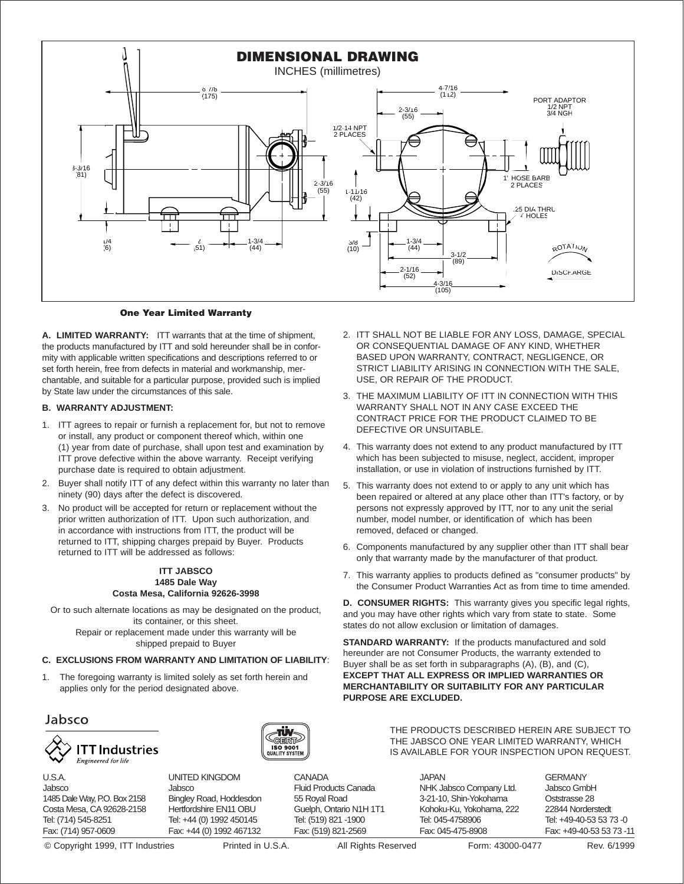## DIMENSIONAL DRAWING

INCHES (millimetres)

6-7/8 (175)
3-3/16 (81)
1/4 (6)
2 (51)
1-3/4 (44)
2-3/16 (55)
4-7/16 (112)
2-3/16 (55)
1/2-14 NPT 2 PLACES
PORT ADAPTOR 1/2 NPT 3/4 NGH
1-11/16 (42)
1" HOSE BARB 2 PLACES
.25 DIA THRU 4 HOLES
3/8 (10)
1-3/4 (44)
3-1/2 (89)
2-1/16 (52)
4-3/16 (105)
ROTATION
DISCHARGE

### One Year Limited Warranty

**A. LIMITED WARRANTY:** ITT warrants that at the time of shipment, the products manufactured by ITT and sold hereunder shall be in conformity with applicable written specifications and descriptions referred to or set forth herein, free from defects in material and workmanship, merchantable, and suitable for a particular purpose, provided such is implied by State law under the circumstances of this sale.

**B. WARRANTY ADJUSTMENT:**

1. ITT agrees to repair or furnish a replacement for, but not to remove or install, any product or component thereof which, within one (1) year from date of purchase, shall upon test and examination by ITT prove defective within the above warranty. Receipt verifying purchase date is required to obtain adjustment.
2. Buyer shall notify ITT of any defect within this warranty no later than ninety (90) days after the defect is discovered.
3. No product will be accepted for return or replacement without the prior written authorization of ITT. Upon such authorization, and in accordance with instructions from ITT, the product will be returned to ITT, shipping charges prepaid by Buyer. Products returned to ITT will be addressed as follows:

**ITT JABSCO**
**1485 Dale Way**
**Costa Mesa, California 92626-3998**

Or to such alternate locations as may be designated on the product, its container, or this sheet.
Repair or replacement made under this warranty will be shipped prepaid to Buyer

**C. EXCLUSIONS FROM WARRANTY AND LIMITATION OF LIABILITY**:

1. The foregoing warranty is limited solely as set forth herein and applies only for the period designated above.
2. ITT SHALL NOT BE LIABLE FOR ANY LOSS, DAMAGE, SPECIAL OR CONSEQUENTIAL DAMAGE OF ANY KIND, WHETHER BASED UPON WARRANTY, CONTRACT, NEGLIGENCE, OR STRICT LIABILITY ARISING IN CONNECTION WITH THE SALE, USE, OR REPAIR OF THE PRODUCT.
3. THE MAXIMUM LIABILITY OF ITT IN CONNECTION WITH THIS WARRANTY SHALL NOT IN ANY CASE EXCEED THE CONTRACT PRICE FOR THE PRODUCT CLAIMED TO BE DEFECTIVE OR UNSUITABLE.
4. This warranty does not extend to any product manufactured by ITT which has been subjected to misuse, neglect, accident, improper installation, or use in violation of instructions furnished by ITT.
5. This warranty does not extend to or apply to any unit which has been repaired or altered at any place other than ITT's factory, or by persons not expressly approved by ITT, nor to any unit the serial number, model number, or identification of which has been removed, defaced or changed.
6. Components manufactured by any supplier other than ITT shall bear only that warranty made by the manufacturer of that product.
7. This warranty applies to products defined as "consumer products" by the Consumer Product Warranties Act as from time to time amended.

**D. CONSUMER RIGHTS:** This warranty gives you specific legal rights, and you may have other rights which vary from state to state. Some states do not allow exclusion or limitation of damages.

**STANDARD WARRANTY:** If the products manufactured and sold hereunder are not Consumer Products, the warranty extended to Buyer shall be as set forth in subparagraphs (A), (B), and (C), **EXCEPT THAT ALL EXPRESS OR IMPLIED WARRANTIES OR MERCHANTABILITY OR SUITABILITY FOR ANY PARTICULAR PURPOSE ARE EXCLUDED.**

Jabsco
ITT Industries
*Engineered for life*

TÜV CERT ISO 9001 QUALITY SYSTEM

THE PRODUCTS DESCRIBED HEREIN ARE SUBJECT TO THE JABSCO ONE YEAR LIMITED WARRANTY, WHICH IS AVAILABLE FOR YOUR INSPECTION UPON REQUEST.

| U.S.A. | UNITED KINGDOM | CANADA | JAPAN | GERMANY |
|---|---|---|---|---|
| Jabsco | Jabsco | Fluid Products Canada | NHK Jabsco Company Ltd. | Jabsco GmbH |
| 1485 Dale Way, P.O. Box 2158 | Bingley Road, Hoddesdon | 55 Royal Road | 3-21-10, Shin-Yokohama | Oststrasse 28 |
| Costa Mesa, CA 92628-2158 | Hertfordshire EN11 OBU | Guelph, Ontario N1H 1T1 | Kohoku-Ku, Yokohama, 222 | 22844 Norderstedt |
| Tel: (714) 545-8251 | Tel: +44 (0) 1992 450145 | Tel: (519) 821 -1900 | Tel: 045-4758906 | Tel: +49-40-53 53 73 -0 |
| Fax: (714) 957-0609 | Fax: +44 (0) 1992 467132 | Fax: (519) 821-2569 | Fax: 045-475-8908 | Fax: +49-40-53 53 73 -11 |

© Copyright 1999, ITT Industries    Printed in U.S.A.    All Rights Reserved    Form: 43000-0477    Rev. 6/1999